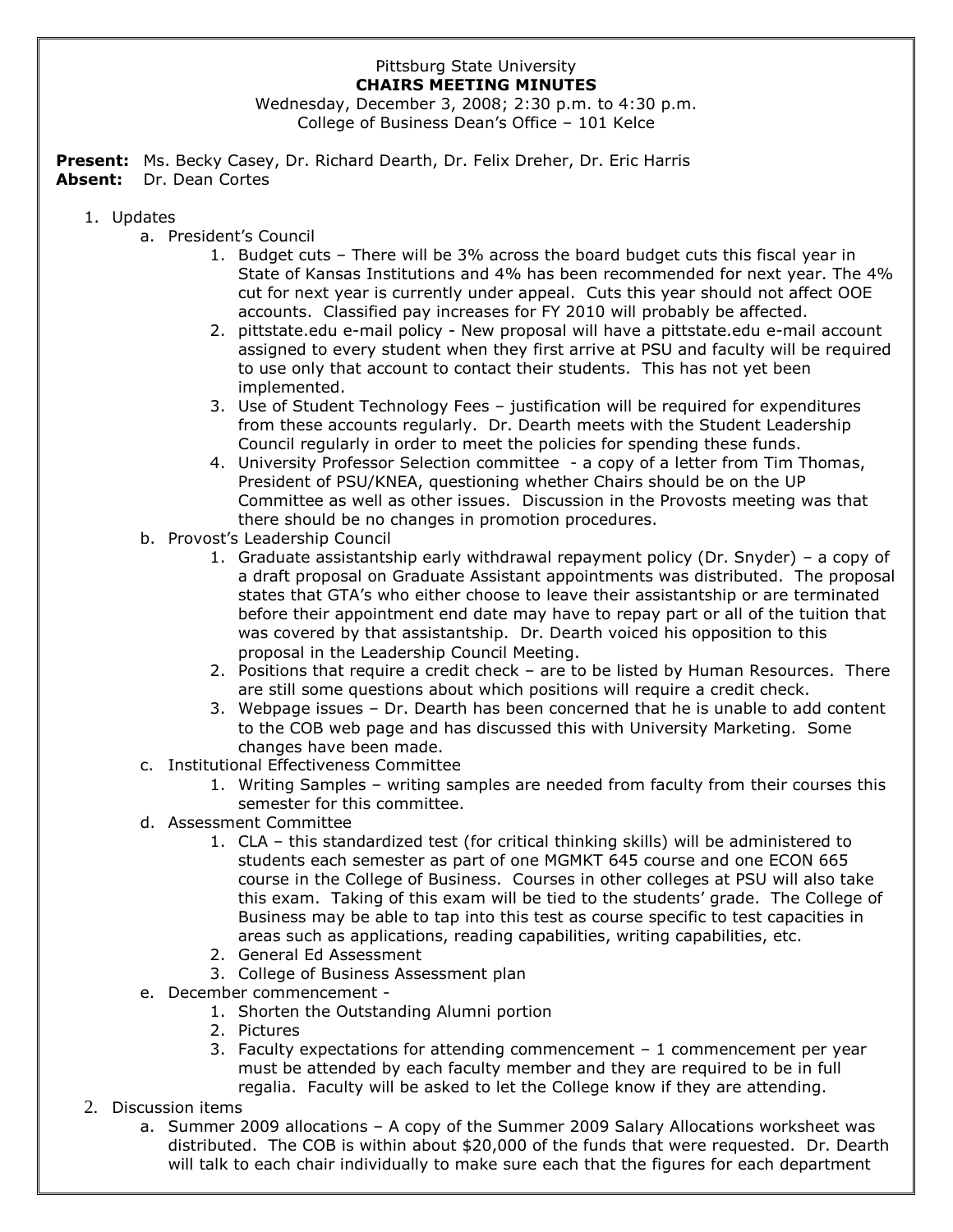Pittsburg State University

**CHAIRS MEETING MINUTES**

Wednesday, December 3, 2008; 2:30 p.m. to 4:30 p.m.

College of Business Dean's Office – 101 Kelce

**Present:** Ms. Becky Casey, Dr. Richard Dearth, Dr. Felix Dreher, Dr. Eric Harris
**Absent:** Dr. Dean Cortes

1. Updates
   a. President's Council
      1. Budget cuts – There will be 3% across the board budget cuts this fiscal year in State of Kansas Institutions and 4% has been recommended for next year. The 4% cut for next year is currently under appeal. Cuts this year should not affect OOE accounts. Classified pay increases for FY 2010 will probably be affected.
      2. pittstate.edu e-mail policy - New proposal will have a pittstate.edu e-mail account assigned to every student when they first arrive at PSU and faculty will be required to use only that account to contact their students. This has not yet been implemented.
      3. Use of Student Technology Fees – justification will be required for expenditures from these accounts regularly. Dr. Dearth meets with the Student Leadership Council regularly in order to meet the policies for spending these funds.
      4. University Professor Selection committee - a copy of a letter from Tim Thomas, President of PSU/KNEA, questioning whether Chairs should be on the UP Committee as well as other issues. Discussion in the Provosts meeting was that there should be no changes in promotion procedures.

   b. Provost's Leadership Council
      1. Graduate assistantship early withdrawal repayment policy (Dr. Snyder) – a copy of a draft proposal on Graduate Assistant appointments was distributed. The proposal states that GTA's who either choose to leave their assistantship or are terminated before their appointment end date may have to repay part or all of the tuition that was covered by that assistantship. Dr. Dearth voiced his opposition to this proposal in the Leadership Council Meeting.
      2. Positions that require a credit check – are to be listed by Human Resources. There are still some questions about which positions will require a credit check.
      3. Webpage issues – Dr. Dearth has been concerned that he is unable to add content to the COB web page and has discussed this with University Marketing. Some changes have been made.

   c. Institutional Effectiveness Committee
      1. Writing Samples – writing samples are needed from faculty from their courses this semester for this committee.

   d. Assessment Committee
      1. CLA – this standardized test (for critical thinking skills) will be administered to students each semester as part of one MGMKT 645 course and one ECON 665 course in the College of Business. Courses in other colleges at PSU will also take this exam. Taking of this exam will be tied to the students' grade. The College of Business may be able to tap into this test as course specific to test capacities in areas such as applications, reading capabilities, writing capabilities, etc.
      2. General Ed Assessment
      3. College of Business Assessment plan

   e. December commencement -
      1. Shorten the Outstanding Alumni portion
      2. Pictures
      3. Faculty expectations for attending commencement – 1 commencement per year must be attended by each faculty member and they are required to be in full regalia. Faculty will be asked to let the College know if they are attending.

2. Discussion items
   a. Summer 2009 allocations – A copy of the Summer 2009 Salary Allocations worksheet was distributed. The COB is within about $20,000 of the funds that were requested. Dr. Dearth will talk to each chair individually to make sure each that the figures for each department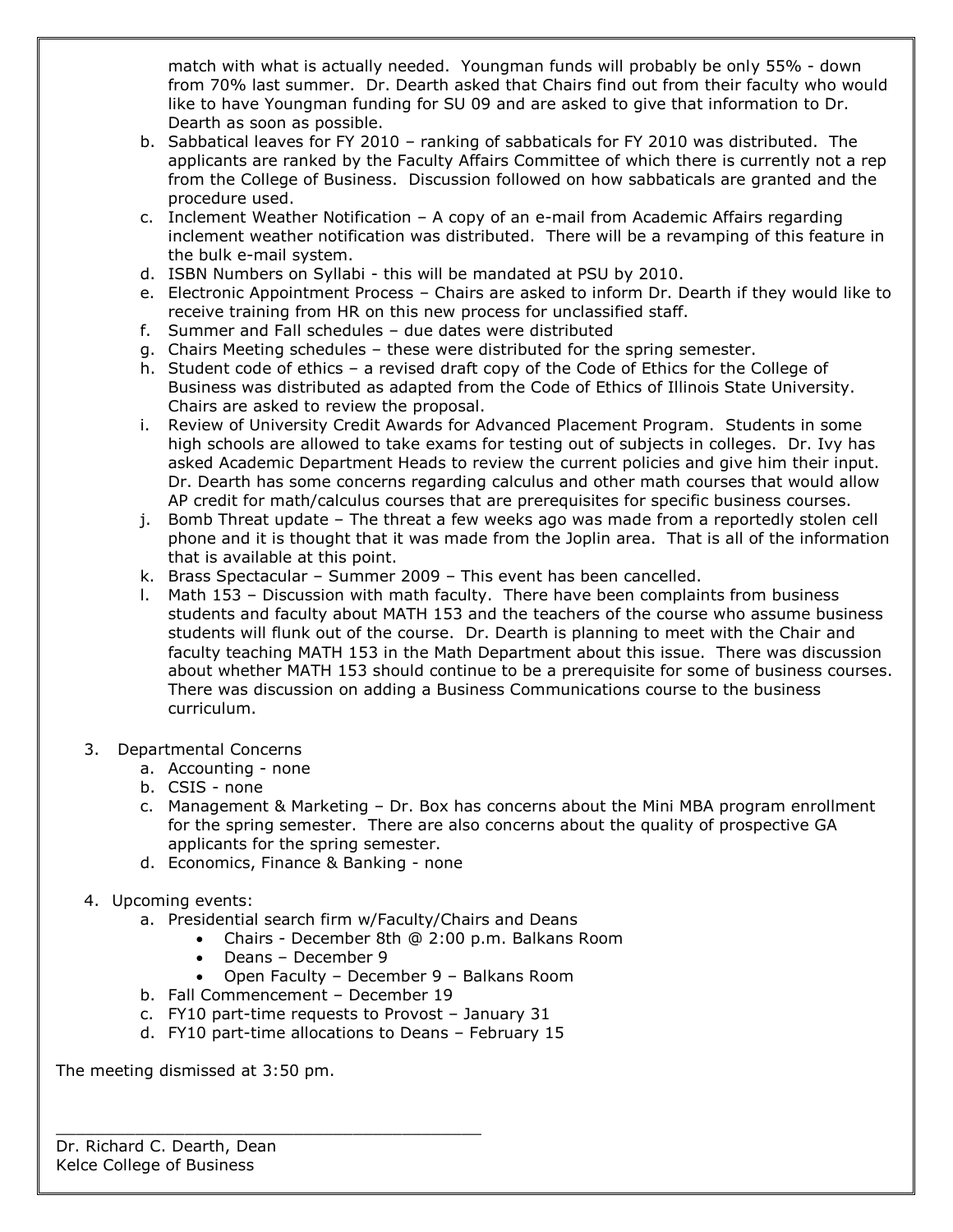match with what is actually needed. Youngman funds will probably be only 55% - down from 70% last summer. Dr. Dearth asked that Chairs find out from their faculty who would like to have Youngman funding for SU 09 and are asked to give that information to Dr. Dearth as soon as possible.

b. Sabbatical leaves for FY 2010 – ranking of sabbaticals for FY 2010 was distributed. The applicants are ranked by the Faculty Affairs Committee of which there is currently not a rep from the College of Business. Discussion followed on how sabbaticals are granted and the procedure used.
c. Inclement Weather Notification – A copy of an e-mail from Academic Affairs regarding inclement weather notification was distributed. There will be a revamping of this feature in the bulk e-mail system.
d. ISBN Numbers on Syllabi - this will be mandated at PSU by 2010.
e. Electronic Appointment Process – Chairs are asked to inform Dr. Dearth if they would like to receive training from HR on this new process for unclassified staff.
f. Summer and Fall schedules – due dates were distributed
g. Chairs Meeting schedules – these were distributed for the spring semester.
h. Student code of ethics – a revised draft copy of the Code of Ethics for the College of Business was distributed as adapted from the Code of Ethics of Illinois State University. Chairs are asked to review the proposal.
i. Review of University Credit Awards for Advanced Placement Program. Students in some high schools are allowed to take exams for testing out of subjects in colleges. Dr. Ivy has asked Academic Department Heads to review the current policies and give him their input. Dr. Dearth has some concerns regarding calculus and other math courses that would allow AP credit for math/calculus courses that are prerequisites for specific business courses.
j. Bomb Threat update – The threat a few weeks ago was made from a reportedly stolen cell phone and it is thought that it was made from the Joplin area. That is all of the information that is available at this point.
k. Brass Spectacular – Summer 2009 – This event has been cancelled.
l. Math 153 – Discussion with math faculty. There have been complaints from business students and faculty about MATH 153 and the teachers of the course who assume business students will flunk out of the course. Dr. Dearth is planning to meet with the Chair and faculty teaching MATH 153 in the Math Department about this issue. There was discussion about whether MATH 153 should continue to be a prerequisite for some of business courses. There was discussion on adding a Business Communications course to the business curriculum.

3. Departmental Concerns
   a. Accounting - none
   b. CSIS - none
   c. Management & Marketing – Dr. Box has concerns about the Mini MBA program enrollment for the spring semester. There are also concerns about the quality of prospective GA applicants for the spring semester.
   d. Economics, Finance & Banking - none

4. Upcoming events:
   a. Presidential search firm w/Faculty/Chairs and Deans
      - Chairs - December 8th @ 2:00 p.m. Balkans Room
      - Deans – December 9
      - Open Faculty – December 9 – Balkans Room
   b. Fall Commencement – December 19
   c. FY10 part-time requests to Provost – January 31
   d. FY10 part-time allocations to Deans – February 15

The meeting dismissed at 3:50 pm.

\_\_\_\_\_\_\_\_\_\_\_\_\_\_\_\_\_\_\_\_\_\_\_\_\_\_\_\_\_\_\_\_\_\_\_\_\_\_\_\_\_\_\_\_

Dr. Richard C. Dearth, Dean
Kelce College of Business